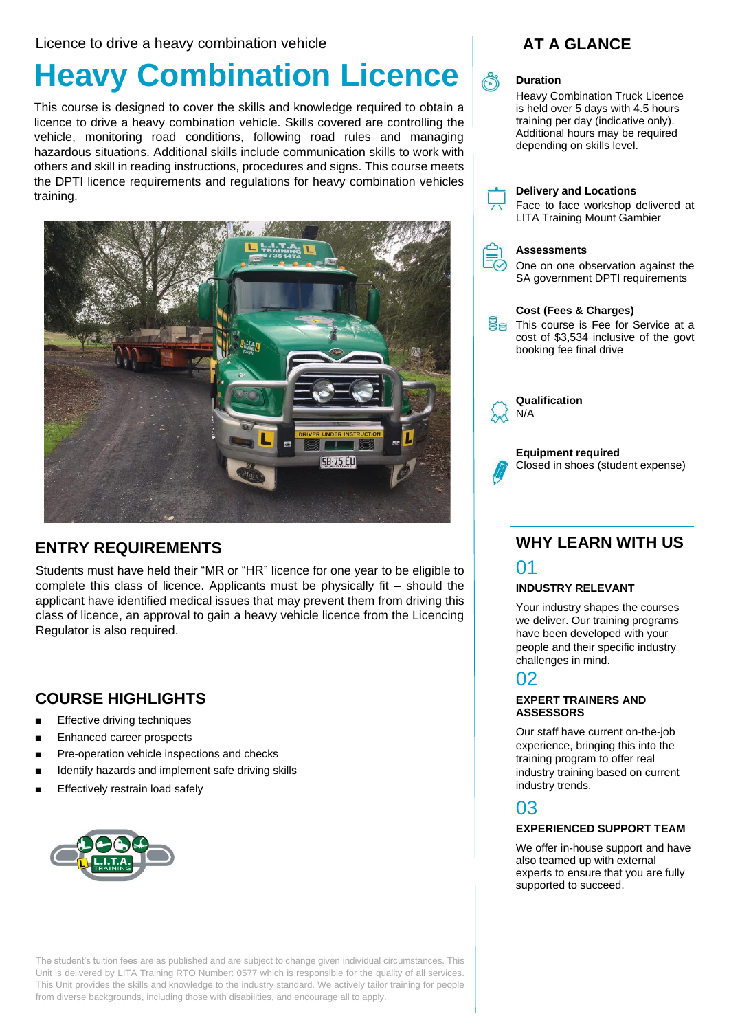Licence to drive a heavy combination vehicle

# Heavy Combination Licence

This course is designed to cover the skills and knowledge required to obtain a licence to drive a heavy combination vehicle. Skills covered are controlling the vehicle, monitoring road conditions, following road rules and managing hazardous situations. Additional skills include communication skills to work with others and skill in reading instructions, procedures and signs. This course meets the DPTI licence requirements and regulations for heavy combination vehicles training.

## ENTRY REQUIREMENTS

Students must have held their “MR or “HR” licence for one year to be eligible to complete this class of licence. Applicants must be physically fit – should the applicant have identified medical issues that may prevent them from driving this class of licence, an approval to gain a heavy vehicle licence from the Licencing Regulator is also required.

## COURSE HIGHLIGHTS

- Effective driving techniques
- Enhanced career prospects
- Pre-operation vehicle inspections and checks
- Identify hazards and implement safe driving skills
- Effectively restrain load safely

The student's tuition fees are as published and are subject to change given individual circumstances. This Unit is delivered by LITA Training RTO Number: 0577 which is responsible for the quality of all services. This Unit provides the skills and knowledge to the industry standard. We actively tailor training for people from diverse backgrounds, including those with disabilities, and encourage all to apply.

## AT A GLANCE

**Duration**
Heavy Combination Truck Licence is held over 5 days with 4.5 hours training per day (indicative only). Additional hours may be required depending on skills level.

**Delivery and Locations**
Face to face workshop delivered at LITA Training Mount Gambier

**Assessments**
One on one observation against the SA government DPTI requirements

**Cost (Fees & Charges)**
This course is Fee for Service at a cost of $3,534 inclusive of the govt booking fee final drive

**Qualification**
N/A

**Equipment required**
Closed in shoes (student expense)

## WHY LEARN WITH US

01

**INDUSTRY RELEVANT**

Your industry shapes the courses we deliver. Our training programs have been developed with your people and their specific industry challenges in mind.

02

**EXPERT TRAINERS AND ASSESSORS**

Our staff have current on-the-job experience, bringing this into the training program to offer real industry training based on current industry trends.

03

**EXPERIENCED SUPPORT TEAM**

We offer in-house support and have also teamed up with external experts to ensure that you are fully supported to succeed.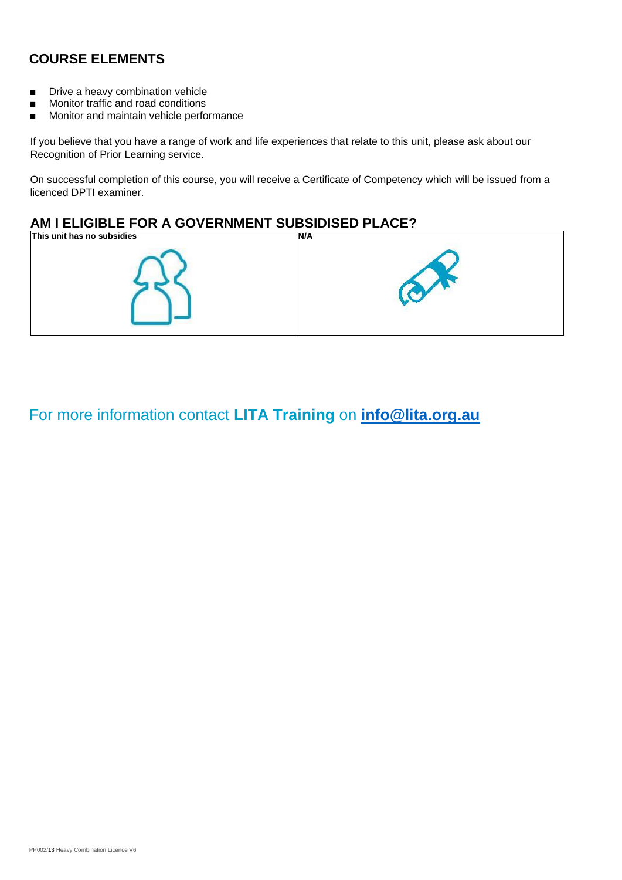## COURSE ELEMENTS

- Drive a heavy combination vehicle
- Monitor traffic and road conditions
- Monitor and maintain vehicle performance

If you believe that you have a range of work and life experiences that relate to this unit, please ask about our Recognition of Prior Learning service.

On successful completion of this course, you will receive a Certificate of Competency which will be issued from a licenced DPTI examiner.

## AM I ELIGIBLE FOR A GOVERNMENT SUBSIDISED PLACE?

| | |
|---|---|
| **This unit has no subsidies** | **N/A** |

For more information contact **LITA Training** on **info@lita.org.au**

PP002/13 Heavy Combination Licence V6